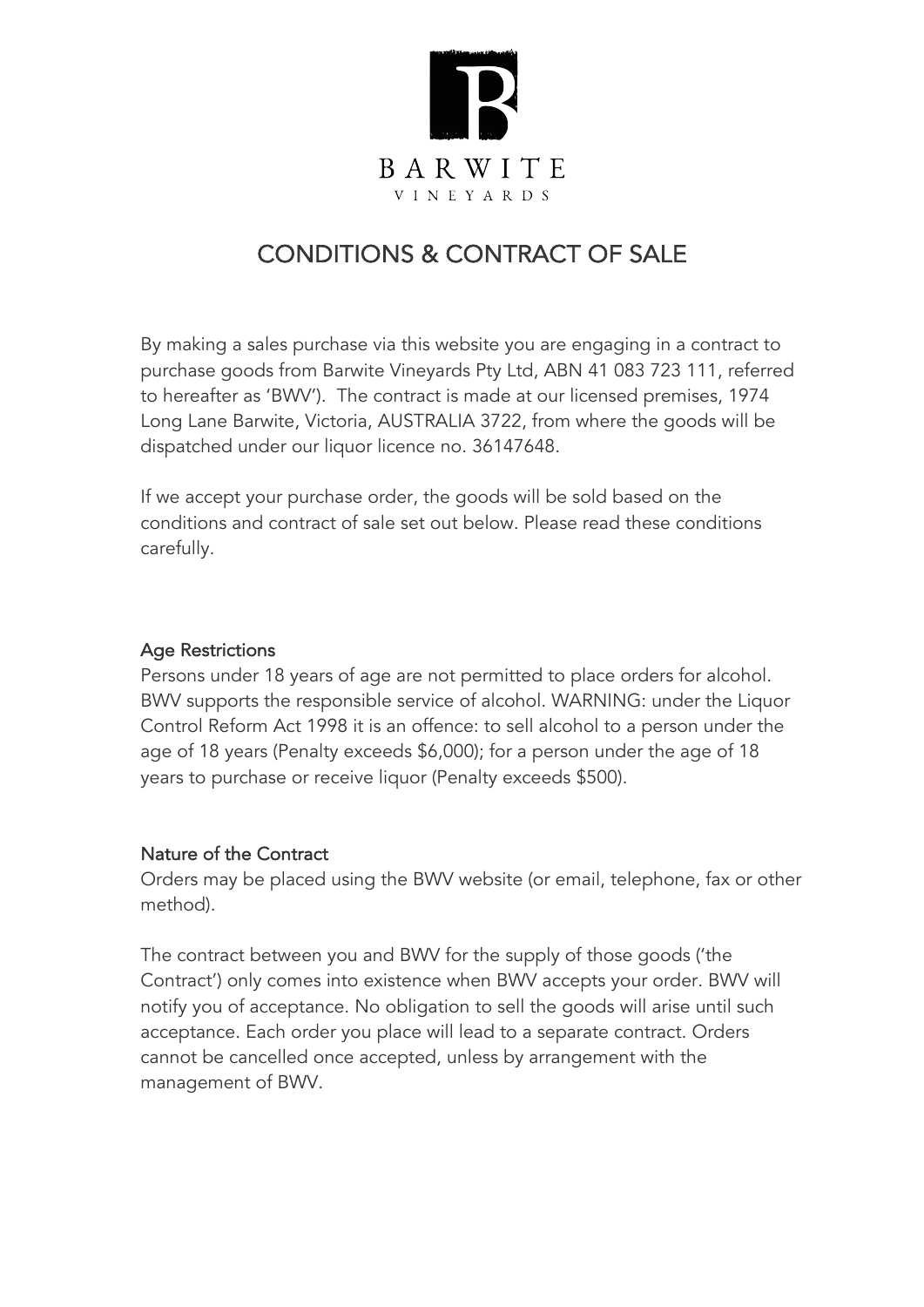BARWITE

VINEYARDS

# CONDITIONS & CONTRACT OF SALE

By making a sales purchase via this website you are engaging in a contract to purchase goods from Barwite Vineyards Pty Ltd, ABN 41 083 723 111, referred to hereafter as 'BWV'). The contract is made at our licensed premises, 1974 Long Lane Barwite, Victoria, AUSTRALIA 3722, from where the goods will be dispatched under our liquor licence no. 36147648.

If we accept your purchase order, the goods will be sold based on the conditions and contract of sale set out below. Please read these conditions carefully.

## Age Restrictions

Persons under 18 years of age are not permitted to place orders for alcohol. BWV supports the responsible service of alcohol. WARNING: under the Liquor Control Reform Act 1998 it is an offence: to sell alcohol to a person under the age of 18 years (Penalty exceeds $6,000); for a person under the age of 18 years to purchase or receive liquor (Penalty exceeds $500).

## Nature of the Contract

Orders may be placed using the BWV website (or email, telephone, fax or other method).

The contract between you and BWV for the supply of those goods ('the Contract') only comes into existence when BWV accepts your order. BWV will notify you of acceptance. No obligation to sell the goods will arise until such acceptance. Each order you place will lead to a separate contract. Orders cannot be cancelled once accepted, unless by arrangement with the management of BWV.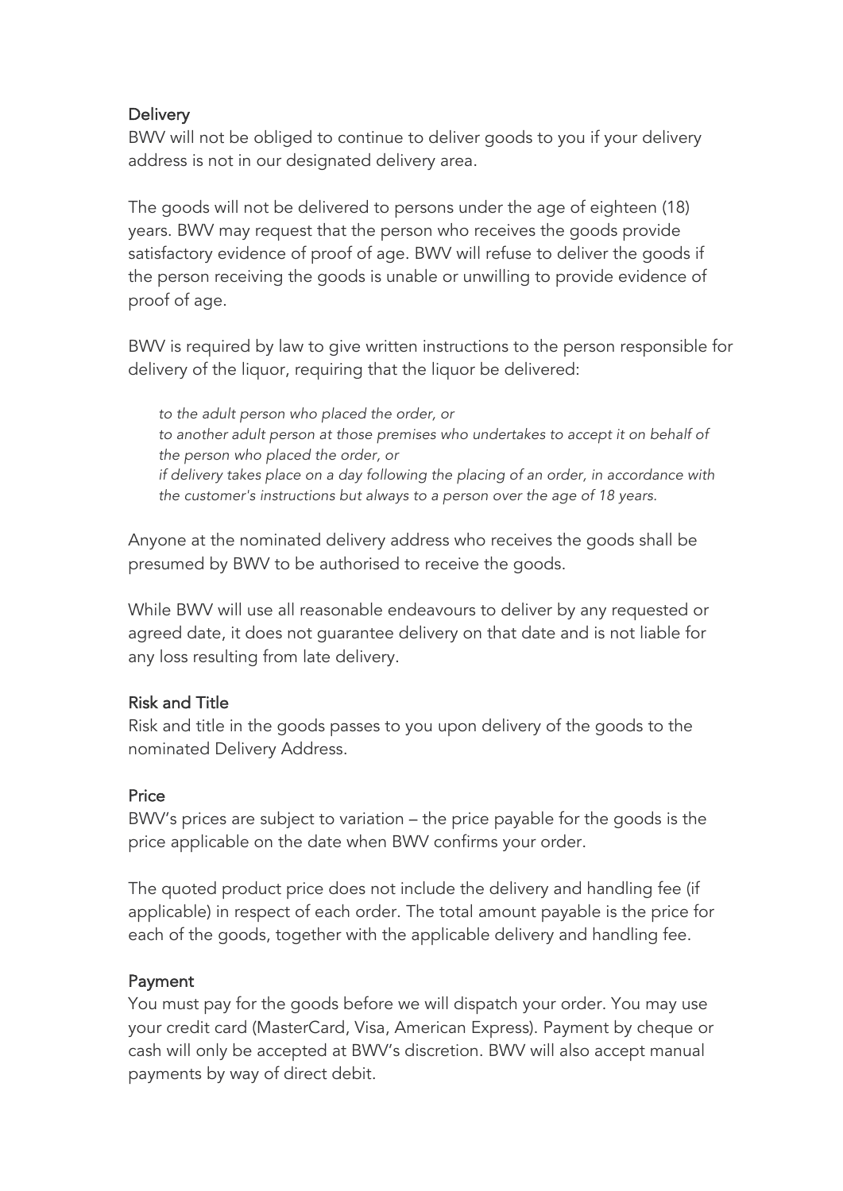### Delivery

BWV will not be obliged to continue to deliver goods to you if your delivery address is not in our designated delivery area.

The goods will not be delivered to persons under the age of eighteen (18) years. BWV may request that the person who receives the goods provide satisfactory evidence of proof of age. BWV will refuse to deliver the goods if the person receiving the goods is unable or unwilling to provide evidence of proof of age.

BWV is required by law to give written instructions to the person responsible for delivery of the liquor, requiring that the liquor be delivered:

> *to the adult person who placed the order, or*
> *to another adult person at those premises who undertakes to accept it on behalf of the person who placed the order, or*
> *if delivery takes place on a day following the placing of an order, in accordance with the customer's instructions but always to a person over the age of 18 years.*

Anyone at the nominated delivery address who receives the goods shall be presumed by BWV to be authorised to receive the goods.

While BWV will use all reasonable endeavours to deliver by any requested or agreed date, it does not guarantee delivery on that date and is not liable for any loss resulting from late delivery.

### Risk and Title

Risk and title in the goods passes to you upon delivery of the goods to the nominated Delivery Address.

### Price

BWV's prices are subject to variation – the price payable for the goods is the price applicable on the date when BWV confirms your order.

The quoted product price does not include the delivery and handling fee (if applicable) in respect of each order. The total amount payable is the price for each of the goods, together with the applicable delivery and handling fee.

### Payment

You must pay for the goods before we will dispatch your order. You may use your credit card (MasterCard, Visa, American Express). Payment by cheque or cash will only be accepted at BWV's discretion. BWV will also accept manual payments by way of direct debit.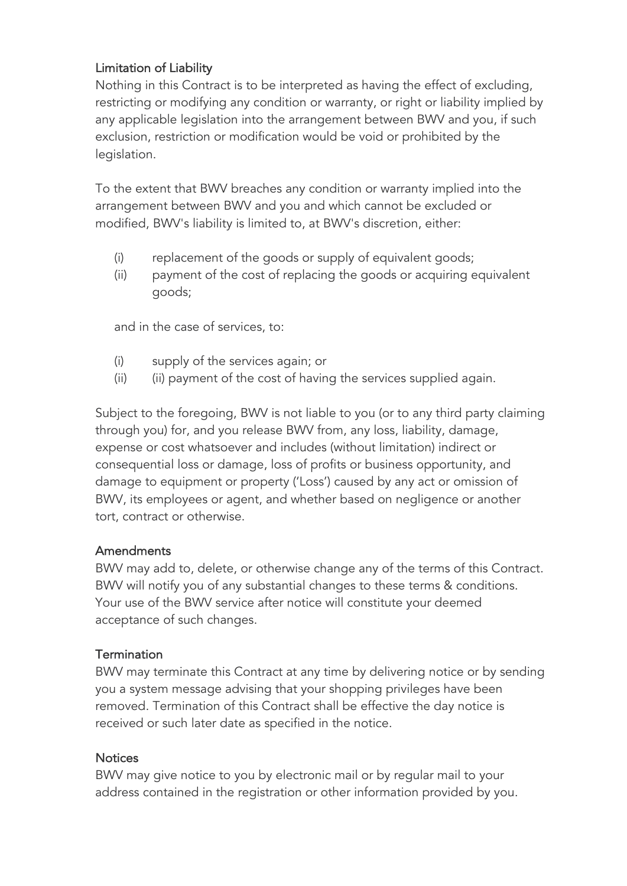### Limitation of Liability

Nothing in this Contract is to be interpreted as having the effect of excluding, restricting or modifying any condition or warranty, or right or liability implied by any applicable legislation into the arrangement between BWV and you, if such exclusion, restriction or modification would be void or prohibited by the legislation.

To the extent that BWV breaches any condition or warranty implied into the arrangement between BWV and you and which cannot be excluded or modified, BWV's liability is limited to, at BWV's discretion, either:

- (i) replacement of the goods or supply of equivalent goods;
- (ii) payment of the cost of replacing the goods or acquiring equivalent goods;

and in the case of services, to:

- (i) supply of the services again; or
- (ii) (ii) payment of the cost of having the services supplied again.

Subject to the foregoing, BWV is not liable to you (or to any third party claiming through you) for, and you release BWV from, any loss, liability, damage, expense or cost whatsoever and includes (without limitation) indirect or consequential loss or damage, loss of profits or business opportunity, and damage to equipment or property ('Loss') caused by any act or omission of BWV, its employees or agent, and whether based on negligence or another tort, contract or otherwise.

### Amendments

BWV may add to, delete, or otherwise change any of the terms of this Contract. BWV will notify you of any substantial changes to these terms & conditions. Your use of the BWV service after notice will constitute your deemed acceptance of such changes.

### Termination

BWV may terminate this Contract at any time by delivering notice or by sending you a system message advising that your shopping privileges have been removed. Termination of this Contract shall be effective the day notice is received or such later date as specified in the notice.

### Notices

BWV may give notice to you by electronic mail or by regular mail to your address contained in the registration or other information provided by you.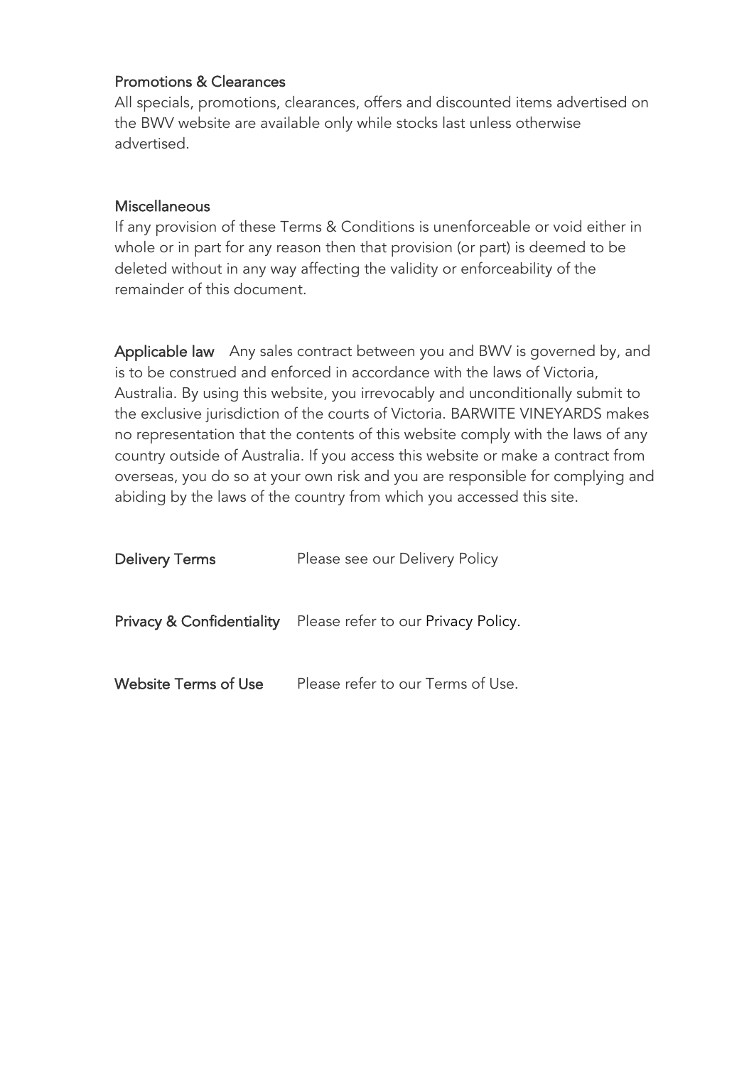### Promotions & Clearances

All specials, promotions, clearances, offers and discounted items advertised on the BWV website are available only while stocks last unless otherwise advertised.

### Miscellaneous

If any provision of these Terms & Conditions is unenforceable or void either in whole or in part for any reason then that provision (or part) is deemed to be deleted without in any way affecting the validity or enforceability of the remainder of this document.

**Applicable law** Any sales contract between you and BWV is governed by, and is to be construed and enforced in accordance with the laws of Victoria, Australia. By using this website, you irrevocably and unconditionally submit to the exclusive jurisdiction of the courts of Victoria. BARWITE VINEYARDS makes no representation that the contents of this website comply with the laws of any country outside of Australia. If you access this website or make a contract from overseas, you do so at your own risk and you are responsible for complying and abiding by the laws of the country from which you accessed this site.

**Delivery Terms** Please see our Delivery Policy

**Privacy & Confidentiality** Please refer to our Privacy Policy.

**Website Terms of Use** Please refer to our Terms of Use.